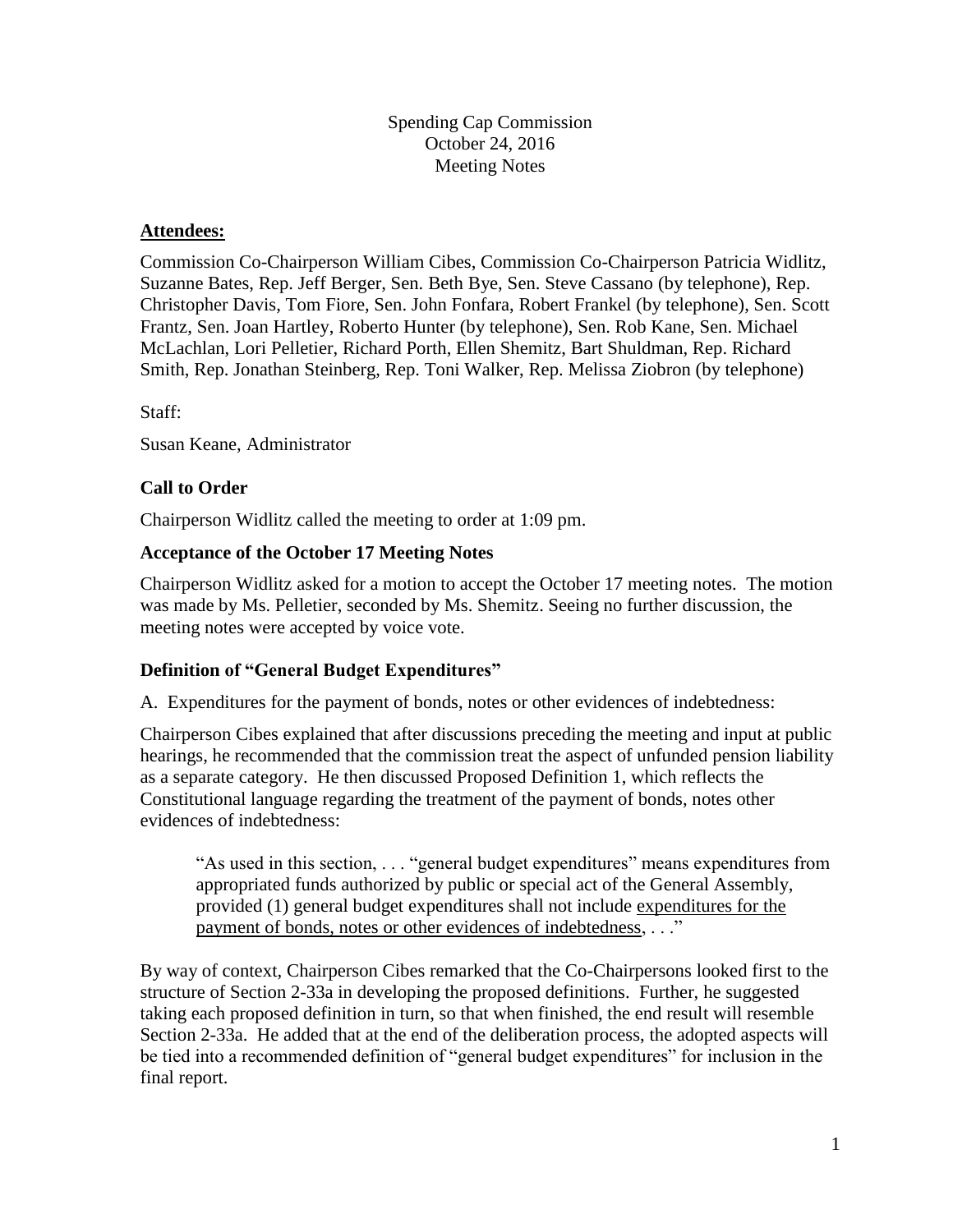Spending Cap Commission
October 24, 2016
Meeting Notes

**Attendees:**

Commission Co-Chairperson William Cibes, Commission Co-Chairperson Patricia Widlitz, Suzanne Bates, Rep. Jeff Berger, Sen. Beth Bye, Sen. Steve Cassano (by telephone), Rep. Christopher Davis, Tom Fiore, Sen. John Fonfara, Robert Frankel (by telephone), Sen. Scott Frantz, Sen. Joan Hartley, Roberto Hunter (by telephone), Sen. Rob Kane, Sen. Michael McLachlan, Lori Pelletier, Richard Porth, Ellen Shemitz, Bart Shuldman, Rep. Richard Smith, Rep. Jonathan Steinberg, Rep. Toni Walker, Rep. Melissa Ziobron (by telephone)

Staff:

Susan Keane, Administrator

### Call to Order

Chairperson Widlitz called the meeting to order at 1:09 pm.

### Acceptance of the October 17 Meeting Notes

Chairperson Widlitz asked for a motion to accept the October 17 meeting notes. The motion was made by Ms. Pelletier, seconded by Ms. Shemitz. Seeing no further discussion, the meeting notes were accepted by voice vote.

### Definition of "General Budget Expenditures"

A. Expenditures for the payment of bonds, notes or other evidences of indebtedness:

Chairperson Cibes explained that after discussions preceding the meeting and input at public hearings, he recommended that the commission treat the aspect of unfunded pension liability as a separate category. He then discussed Proposed Definition 1, which reflects the Constitutional language regarding the treatment of the payment of bonds, notes other evidences of indebtedness:

> "As used in this section, . . . "general budget expenditures" means expenditures from appropriated funds authorized by public or special act of the General Assembly, provided (1) general budget expenditures shall not include expenditures for the payment of bonds, notes or other evidences of indebtedness, . . ."

By way of context, Chairperson Cibes remarked that the Co-Chairpersons looked first to the structure of Section 2-33a in developing the proposed definitions. Further, he suggested taking each proposed definition in turn, so that when finished, the end result will resemble Section 2-33a. He added that at the end of the deliberation process, the adopted aspects will be tied into a recommended definition of "general budget expenditures" for inclusion in the final report.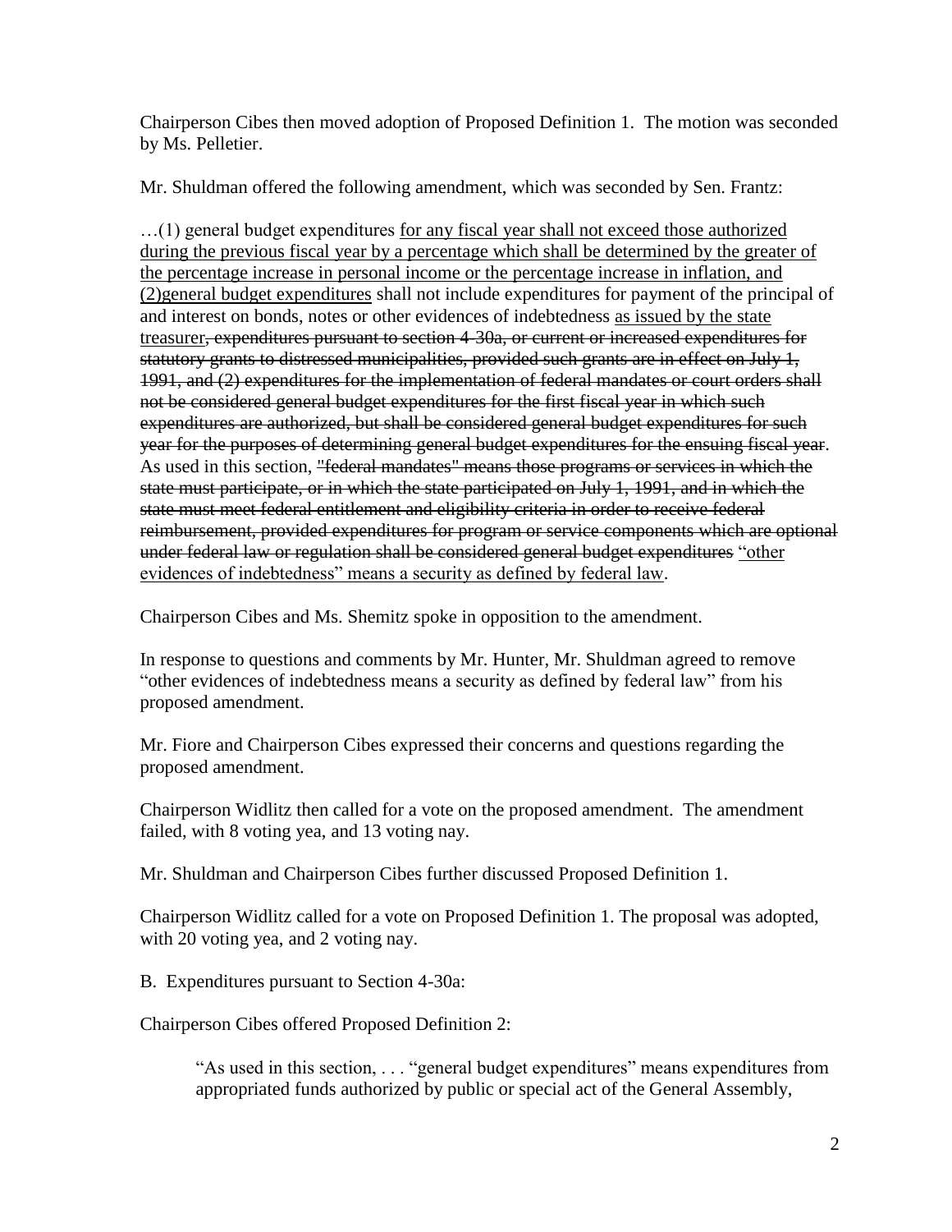Chairperson Cibes then moved adoption of Proposed Definition 1. The motion was seconded by Ms. Pelletier.

Mr. Shuldman offered the following amendment, which was seconded by Sen. Frantz:

…(1) general budget expenditures <u>for any fiscal year shall not exceed those authorized during the previous fiscal year by a percentage which shall be determined by the greater of the percentage increase in personal income or the percentage increase in inflation, and (2)general budget expenditures</u> shall not include expenditures for payment of the principal of and interest on bonds, notes or other evidences of indebtedness <u>as issued by the state treasurer</u>~~, expenditures pursuant to section 4-30a, or current or increased expenditures for statutory grants to distressed municipalities, provided such grants are in effect on July 1, 1991, and (2) expenditures for the implementation of federal mandates or court orders shall not be considered general budget expenditures for the first fiscal year in which such expenditures are authorized, but shall be considered general budget expenditures for such year for the purposes of determining general budget expenditures for the ensuing fiscal year~~. As used in this section, ~~"federal mandates" means those programs or services in which the state must participate, or in which the state participated on July 1, 1991, and in which the state must meet federal entitlement and eligibility criteria in order to receive federal reimbursement, provided expenditures for program or service components which are optional under federal law or regulation shall be considered general budget expenditures~~ <u>"other evidences of indebtedness" means a security as defined by federal law</u>.

Chairperson Cibes and Ms. Shemitz spoke in opposition to the amendment.

In response to questions and comments by Mr. Hunter, Mr. Shuldman agreed to remove "other evidences of indebtedness means a security as defined by federal law" from his proposed amendment.

Mr. Fiore and Chairperson Cibes expressed their concerns and questions regarding the proposed amendment.

Chairperson Widlitz then called for a vote on the proposed amendment. The amendment failed, with 8 voting yea, and 13 voting nay.

Mr. Shuldman and Chairperson Cibes further discussed Proposed Definition 1.

Chairperson Widlitz called for a vote on Proposed Definition 1. The proposal was adopted, with 20 voting yea, and 2 voting nay.

B. Expenditures pursuant to Section 4-30a:

Chairperson Cibes offered Proposed Definition 2:

> "As used in this section, . . . "general budget expenditures" means expenditures from appropriated funds authorized by public or special act of the General Assembly,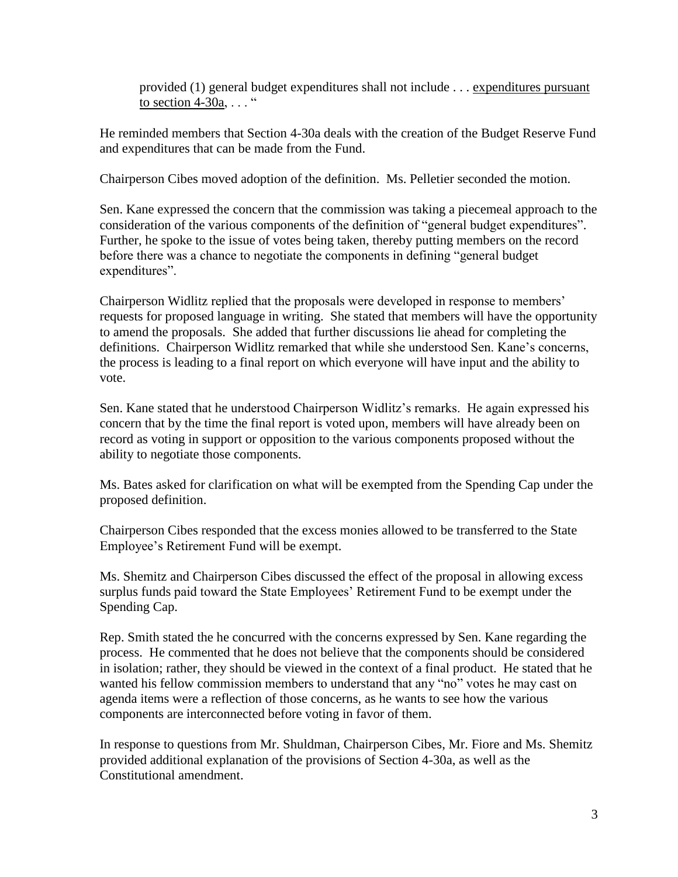> provided (1) general budget expenditures shall not include . . . <u>expenditures pursuant to section 4-30a</u>, . . . "

He reminded members that Section 4-30a deals with the creation of the Budget Reserve Fund and expenditures that can be made from the Fund.

Chairperson Cibes moved adoption of the definition. Ms. Pelletier seconded the motion.

Sen. Kane expressed the concern that the commission was taking a piecemeal approach to the consideration of the various components of the definition of "general budget expenditures". Further, he spoke to the issue of votes being taken, thereby putting members on the record before there was a chance to negotiate the components in defining "general budget expenditures".

Chairperson Widlitz replied that the proposals were developed in response to members' requests for proposed language in writing. She stated that members will have the opportunity to amend the proposals. She added that further discussions lie ahead for completing the definitions. Chairperson Widlitz remarked that while she understood Sen. Kane's concerns, the process is leading to a final report on which everyone will have input and the ability to vote.

Sen. Kane stated that he understood Chairperson Widlitz's remarks. He again expressed his concern that by the time the final report is voted upon, members will have already been on record as voting in support or opposition to the various components proposed without the ability to negotiate those components.

Ms. Bates asked for clarification on what will be exempted from the Spending Cap under the proposed definition.

Chairperson Cibes responded that the excess monies allowed to be transferred to the State Employee's Retirement Fund will be exempt.

Ms. Shemitz and Chairperson Cibes discussed the effect of the proposal in allowing excess surplus funds paid toward the State Employees' Retirement Fund to be exempt under the Spending Cap.

Rep. Smith stated the he concurred with the concerns expressed by Sen. Kane regarding the process. He commented that he does not believe that the components should be considered in isolation; rather, they should be viewed in the context of a final product. He stated that he wanted his fellow commission members to understand that any "no" votes he may cast on agenda items were a reflection of those concerns, as he wants to see how the various components are interconnected before voting in favor of them.

In response to questions from Mr. Shuldman, Chairperson Cibes, Mr. Fiore and Ms. Shemitz provided additional explanation of the provisions of Section 4-30a, as well as the Constitutional amendment.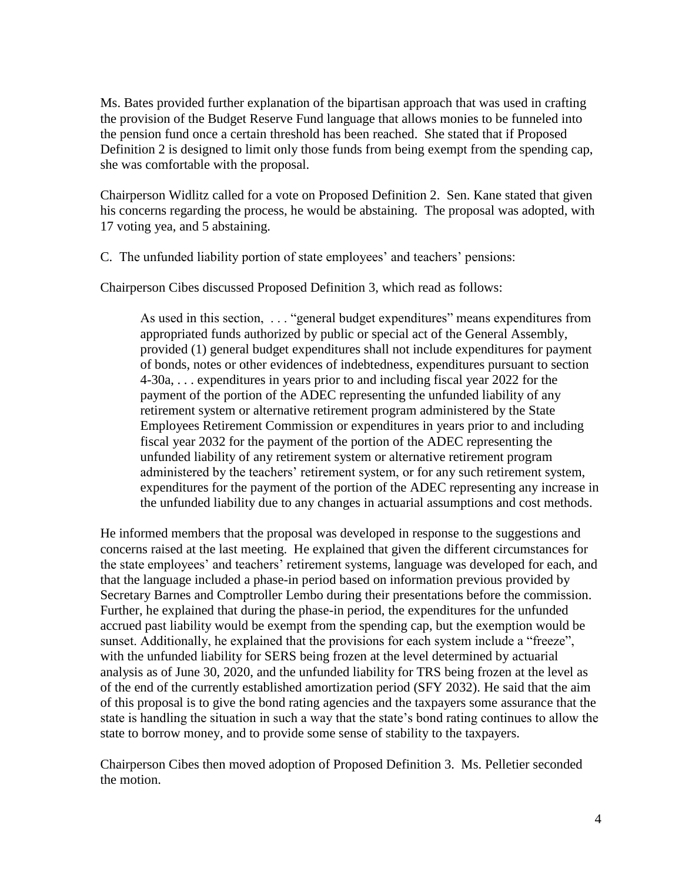Ms. Bates provided further explanation of the bipartisan approach that was used in crafting the provision of the Budget Reserve Fund language that allows monies to be funneled into the pension fund once a certain threshold has been reached. She stated that if Proposed Definition 2 is designed to limit only those funds from being exempt from the spending cap, she was comfortable with the proposal.

Chairperson Widlitz called for a vote on Proposed Definition 2. Sen. Kane stated that given his concerns regarding the process, he would be abstaining. The proposal was adopted, with 17 voting yea, and 5 abstaining.

C. The unfunded liability portion of state employees' and teachers' pensions:

Chairperson Cibes discussed Proposed Definition 3, which read as follows:

> As used in this section, . . . "general budget expenditures" means expenditures from appropriated funds authorized by public or special act of the General Assembly, provided (1) general budget expenditures shall not include expenditures for payment of bonds, notes or other evidences of indebtedness, expenditures pursuant to section 4-30a, . . . expenditures in years prior to and including fiscal year 2022 for the payment of the portion of the ADEC representing the unfunded liability of any retirement system or alternative retirement program administered by the State Employees Retirement Commission or expenditures in years prior to and including fiscal year 2032 for the payment of the portion of the ADEC representing the unfunded liability of any retirement system or alternative retirement program administered by the teachers' retirement system, or for any such retirement system, expenditures for the payment of the portion of the ADEC representing any increase in the unfunded liability due to any changes in actuarial assumptions and cost methods.

He informed members that the proposal was developed in response to the suggestions and concerns raised at the last meeting. He explained that given the different circumstances for the state employees' and teachers' retirement systems, language was developed for each, and that the language included a phase-in period based on information previous provided by Secretary Barnes and Comptroller Lembo during their presentations before the commission. Further, he explained that during the phase-in period, the expenditures for the unfunded accrued past liability would be exempt from the spending cap, but the exemption would be sunset. Additionally, he explained that the provisions for each system include a "freeze", with the unfunded liability for SERS being frozen at the level determined by actuarial analysis as of June 30, 2020, and the unfunded liability for TRS being frozen at the level as of the end of the currently established amortization period (SFY 2032). He said that the aim of this proposal is to give the bond rating agencies and the taxpayers some assurance that the state is handling the situation in such a way that the state's bond rating continues to allow the state to borrow money, and to provide some sense of stability to the taxpayers.

Chairperson Cibes then moved adoption of Proposed Definition 3. Ms. Pelletier seconded the motion.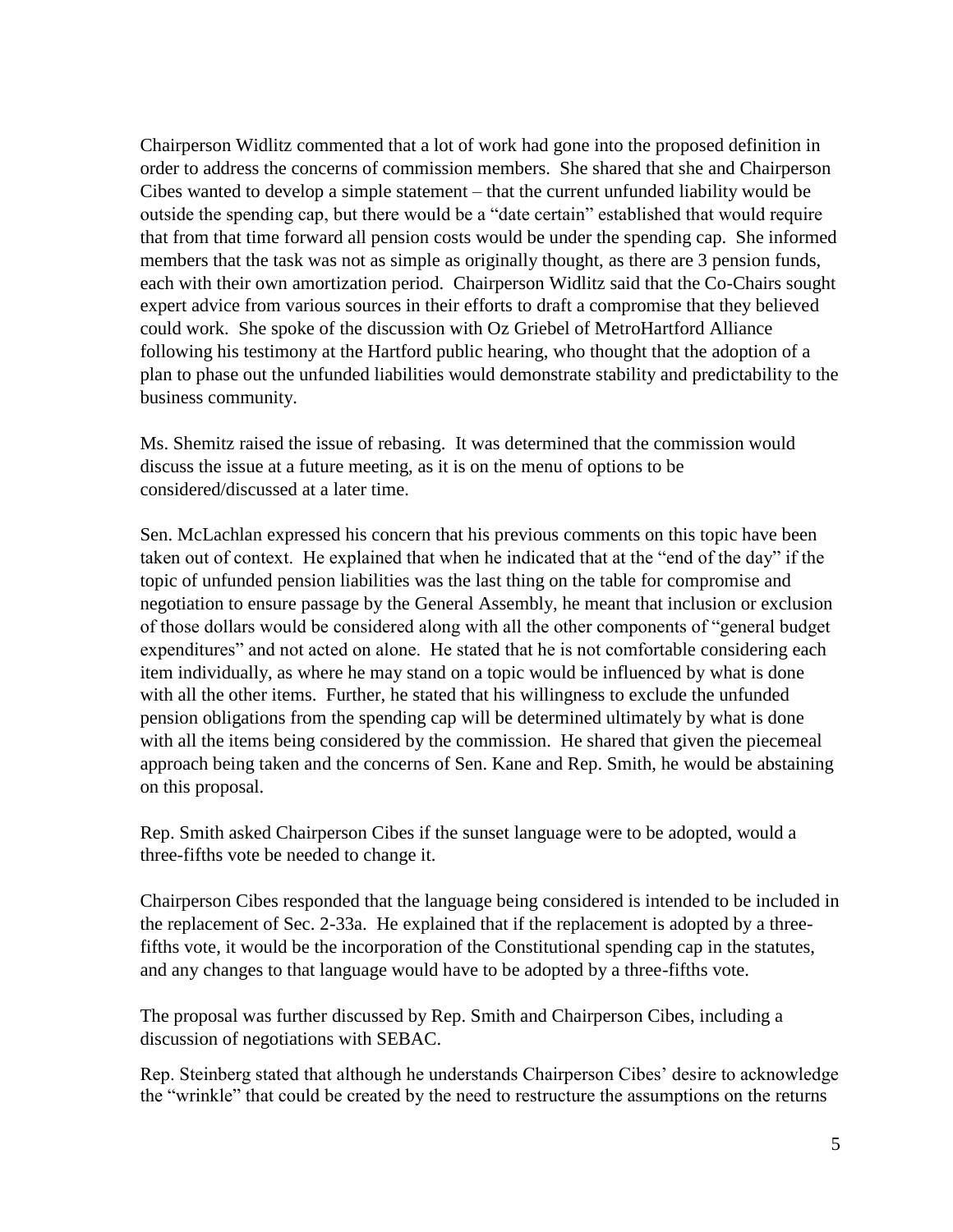Chairperson Widlitz commented that a lot of work had gone into the proposed definition in order to address the concerns of commission members. She shared that she and Chairperson Cibes wanted to develop a simple statement – that the current unfunded liability would be outside the spending cap, but there would be a "date certain" established that would require that from that time forward all pension costs would be under the spending cap. She informed members that the task was not as simple as originally thought, as there are 3 pension funds, each with their own amortization period. Chairperson Widlitz said that the Co-Chairs sought expert advice from various sources in their efforts to draft a compromise that they believed could work. She spoke of the discussion with Oz Griebel of MetroHartford Alliance following his testimony at the Hartford public hearing, who thought that the adoption of a plan to phase out the unfunded liabilities would demonstrate stability and predictability to the business community.

Ms. Shemitz raised the issue of rebasing. It was determined that the commission would discuss the issue at a future meeting, as it is on the menu of options to be considered/discussed at a later time.

Sen. McLachlan expressed his concern that his previous comments on this topic have been taken out of context. He explained that when he indicated that at the "end of the day" if the topic of unfunded pension liabilities was the last thing on the table for compromise and negotiation to ensure passage by the General Assembly, he meant that inclusion or exclusion of those dollars would be considered along with all the other components of "general budget expenditures" and not acted on alone. He stated that he is not comfortable considering each item individually, as where he may stand on a topic would be influenced by what is done with all the other items. Further, he stated that his willingness to exclude the unfunded pension obligations from the spending cap will be determined ultimately by what is done with all the items being considered by the commission. He shared that given the piecemeal approach being taken and the concerns of Sen. Kane and Rep. Smith, he would be abstaining on this proposal.

Rep. Smith asked Chairperson Cibes if the sunset language were to be adopted, would a three-fifths vote be needed to change it.

Chairperson Cibes responded that the language being considered is intended to be included in the replacement of Sec. 2-33a. He explained that if the replacement is adopted by a three-fifths vote, it would be the incorporation of the Constitutional spending cap in the statutes, and any changes to that language would have to be adopted by a three-fifths vote.

The proposal was further discussed by Rep. Smith and Chairperson Cibes, including a discussion of negotiations with SEBAC.

Rep. Steinberg stated that although he understands Chairperson Cibes' desire to acknowledge the "wrinkle" that could be created by the need to restructure the assumptions on the returns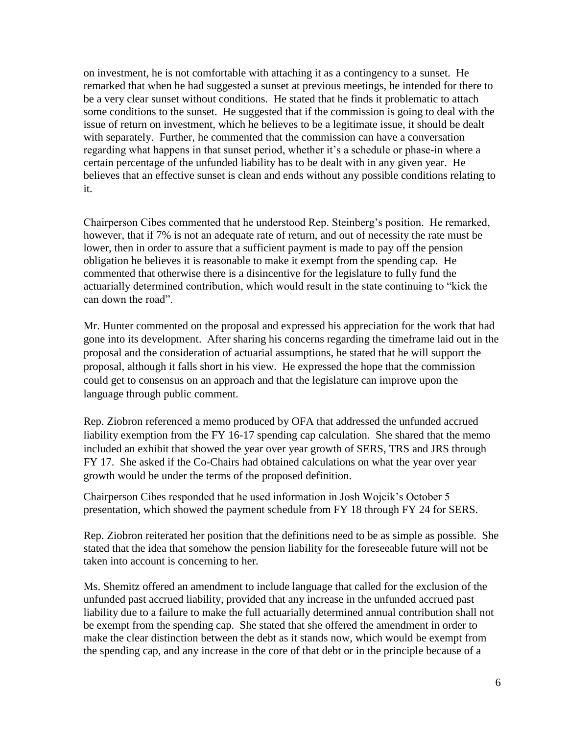on investment, he is not comfortable with attaching it as a contingency to a sunset. He remarked that when he had suggested a sunset at previous meetings, he intended for there to be a very clear sunset without conditions. He stated that he finds it problematic to attach some conditions to the sunset. He suggested that if the commission is going to deal with the issue of return on investment, which he believes to be a legitimate issue, it should be dealt with separately. Further, he commented that the commission can have a conversation regarding what happens in that sunset period, whether it's a schedule or phase-in where a certain percentage of the unfunded liability has to be dealt with in any given year. He believes that an effective sunset is clean and ends without any possible conditions relating to it.

Chairperson Cibes commented that he understood Rep. Steinberg's position. He remarked, however, that if 7% is not an adequate rate of return, and out of necessity the rate must be lower, then in order to assure that a sufficient payment is made to pay off the pension obligation he believes it is reasonable to make it exempt from the spending cap. He commented that otherwise there is a disincentive for the legislature to fully fund the actuarially determined contribution, which would result in the state continuing to "kick the can down the road".

Mr. Hunter commented on the proposal and expressed his appreciation for the work that had gone into its development. After sharing his concerns regarding the timeframe laid out in the proposal and the consideration of actuarial assumptions, he stated that he will support the proposal, although it falls short in his view. He expressed the hope that the commission could get to consensus on an approach and that the legislature can improve upon the language through public comment.

Rep. Ziobron referenced a memo produced by OFA that addressed the unfunded accrued liability exemption from the FY 16-17 spending cap calculation. She shared that the memo included an exhibit that showed the year over year growth of SERS, TRS and JRS through FY 17. She asked if the Co-Chairs had obtained calculations on what the year over year growth would be under the terms of the proposed definition.

Chairperson Cibes responded that he used information in Josh Wojcik's October 5 presentation, which showed the payment schedule from FY 18 through FY 24 for SERS.

Rep. Ziobron reiterated her position that the definitions need to be as simple as possible. She stated that the idea that somehow the pension liability for the foreseeable future will not be taken into account is concerning to her.

Ms. Shemitz offered an amendment to include language that called for the exclusion of the unfunded past accrued liability, provided that any increase in the unfunded accrued past liability due to a failure to make the full actuarially determined annual contribution shall not be exempt from the spending cap. She stated that she offered the amendment in order to make the clear distinction between the debt as it stands now, which would be exempt from the spending cap, and any increase in the core of that debt or in the principle because of a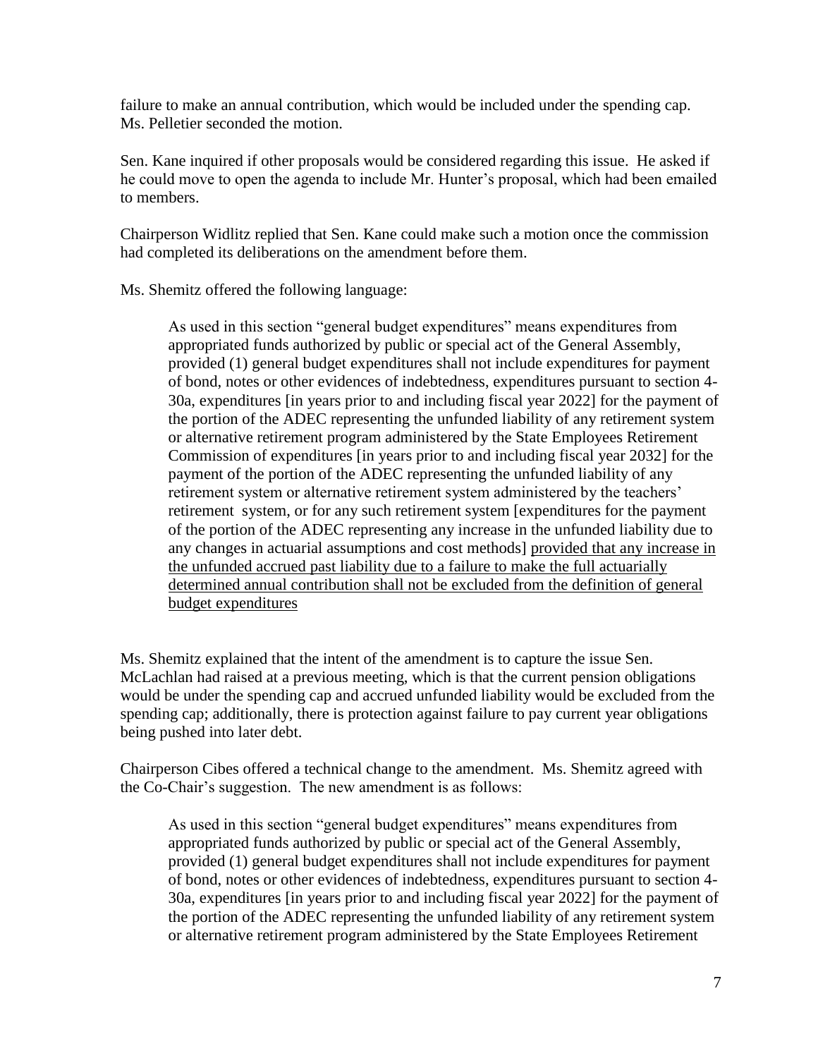failure to make an annual contribution, which would be included under the spending cap. Ms. Pelletier seconded the motion.

Sen. Kane inquired if other proposals would be considered regarding this issue. He asked if he could move to open the agenda to include Mr. Hunter's proposal, which had been emailed to members.

Chairperson Widlitz replied that Sen. Kane could make such a motion once the commission had completed its deliberations on the amendment before them.

Ms. Shemitz offered the following language:

> As used in this section "general budget expenditures" means expenditures from appropriated funds authorized by public or special act of the General Assembly, provided (1) general budget expenditures shall not include expenditures for payment of bond, notes or other evidences of indebtedness, expenditures pursuant to section 4-30a, expenditures [in years prior to and including fiscal year 2022] for the payment of the portion of the ADEC representing the unfunded liability of any retirement system or alternative retirement program administered by the State Employees Retirement Commission of expenditures [in years prior to and including fiscal year 2032] for the payment of the portion of the ADEC representing the unfunded liability of any retirement system or alternative retirement system administered by the teachers' retirement system, or for any such retirement system [expenditures for the payment of the portion of the ADEC representing any increase in the unfunded liability due to any changes in actuarial assumptions and cost methods] <u>provided that any increase in the unfunded accrued past liability due to a failure to make the full actuarially determined annual contribution shall not be excluded from the definition of general budget expenditures</u>

Ms. Shemitz explained that the intent of the amendment is to capture the issue Sen. McLachlan had raised at a previous meeting, which is that the current pension obligations would be under the spending cap and accrued unfunded liability would be excluded from the spending cap; additionally, there is protection against failure to pay current year obligations being pushed into later debt.

Chairperson Cibes offered a technical change to the amendment. Ms. Shemitz agreed with the Co-Chair's suggestion. The new amendment is as follows:

> As used in this section "general budget expenditures" means expenditures from appropriated funds authorized by public or special act of the General Assembly, provided (1) general budget expenditures shall not include expenditures for payment of bond, notes or other evidences of indebtedness, expenditures pursuant to section 4-30a, expenditures [in years prior to and including fiscal year 2022] for the payment of the portion of the ADEC representing the unfunded liability of any retirement system or alternative retirement program administered by the State Employees Retirement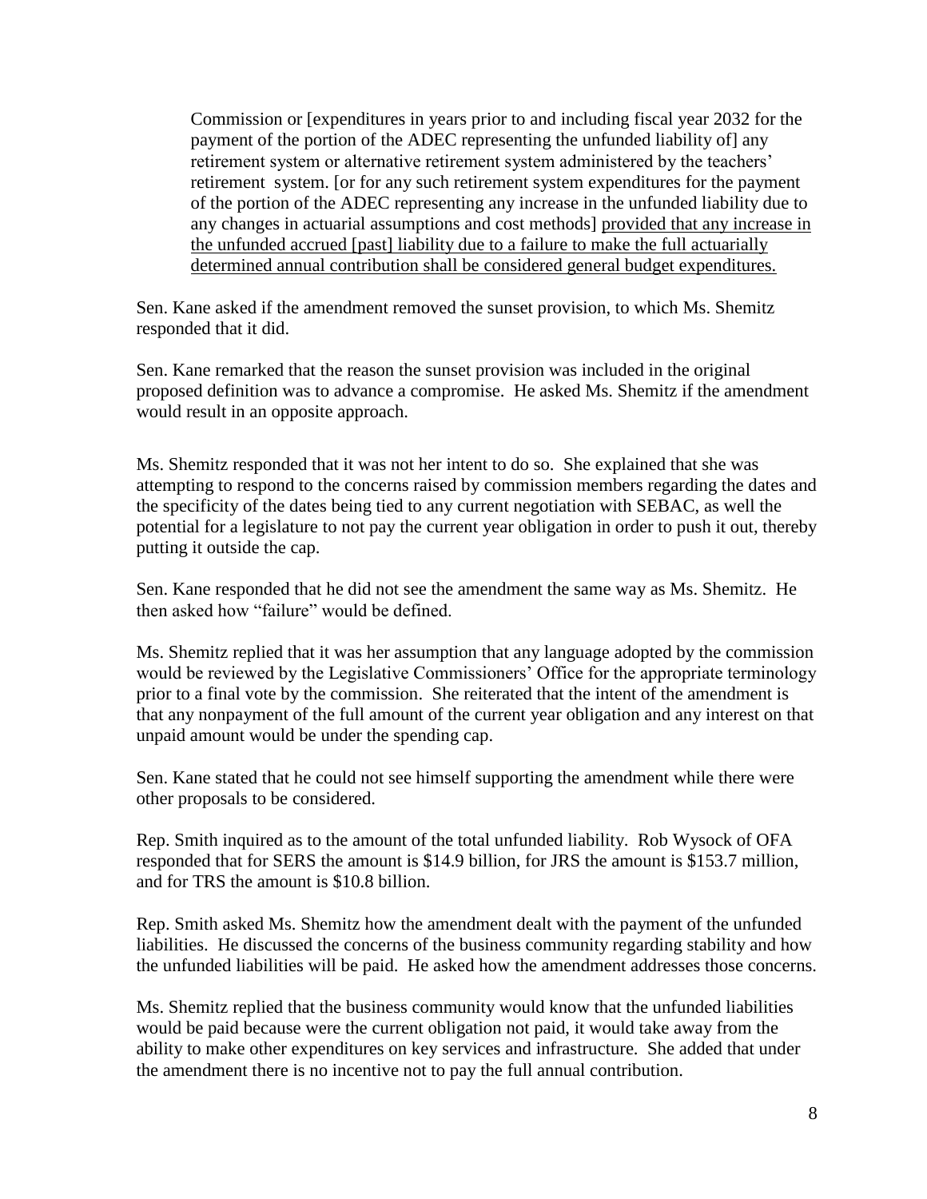> Commission or [expenditures in years prior to and including fiscal year 2032 for the payment of the portion of the ADEC representing the unfunded liability of] any retirement system or alternative retirement system administered by the teachers' retirement system. [or for any such retirement system expenditures for the payment of the portion of the ADEC representing any increase in the unfunded liability due to any changes in actuarial assumptions and cost methods] <u>provided that any increase in the unfunded accrued [past] liability due to a failure to make the full actuarially determined annual contribution shall be considered general budget expenditures.</u>

Sen. Kane asked if the amendment removed the sunset provision, to which Ms. Shemitz responded that it did.

Sen. Kane remarked that the reason the sunset provision was included in the original proposed definition was to advance a compromise. He asked Ms. Shemitz if the amendment would result in an opposite approach.

Ms. Shemitz responded that it was not her intent to do so. She explained that she was attempting to respond to the concerns raised by commission members regarding the dates and the specificity of the dates being tied to any current negotiation with SEBAC, as well the potential for a legislature to not pay the current year obligation in order to push it out, thereby putting it outside the cap.

Sen. Kane responded that he did not see the amendment the same way as Ms. Shemitz. He then asked how "failure" would be defined.

Ms. Shemitz replied that it was her assumption that any language adopted by the commission would be reviewed by the Legislative Commissioners' Office for the appropriate terminology prior to a final vote by the commission. She reiterated that the intent of the amendment is that any nonpayment of the full amount of the current year obligation and any interest on that unpaid amount would be under the spending cap.

Sen. Kane stated that he could not see himself supporting the amendment while there were other proposals to be considered.

Rep. Smith inquired as to the amount of the total unfunded liability. Rob Wysock of OFA responded that for SERS the amount is $14.9 billion, for JRS the amount is $153.7 million, and for TRS the amount is $10.8 billion.

Rep. Smith asked Ms. Shemitz how the amendment dealt with the payment of the unfunded liabilities. He discussed the concerns of the business community regarding stability and how the unfunded liabilities will be paid. He asked how the amendment addresses those concerns.

Ms. Shemitz replied that the business community would know that the unfunded liabilities would be paid because were the current obligation not paid, it would take away from the ability to make other expenditures on key services and infrastructure. She added that under the amendment there is no incentive not to pay the full annual contribution.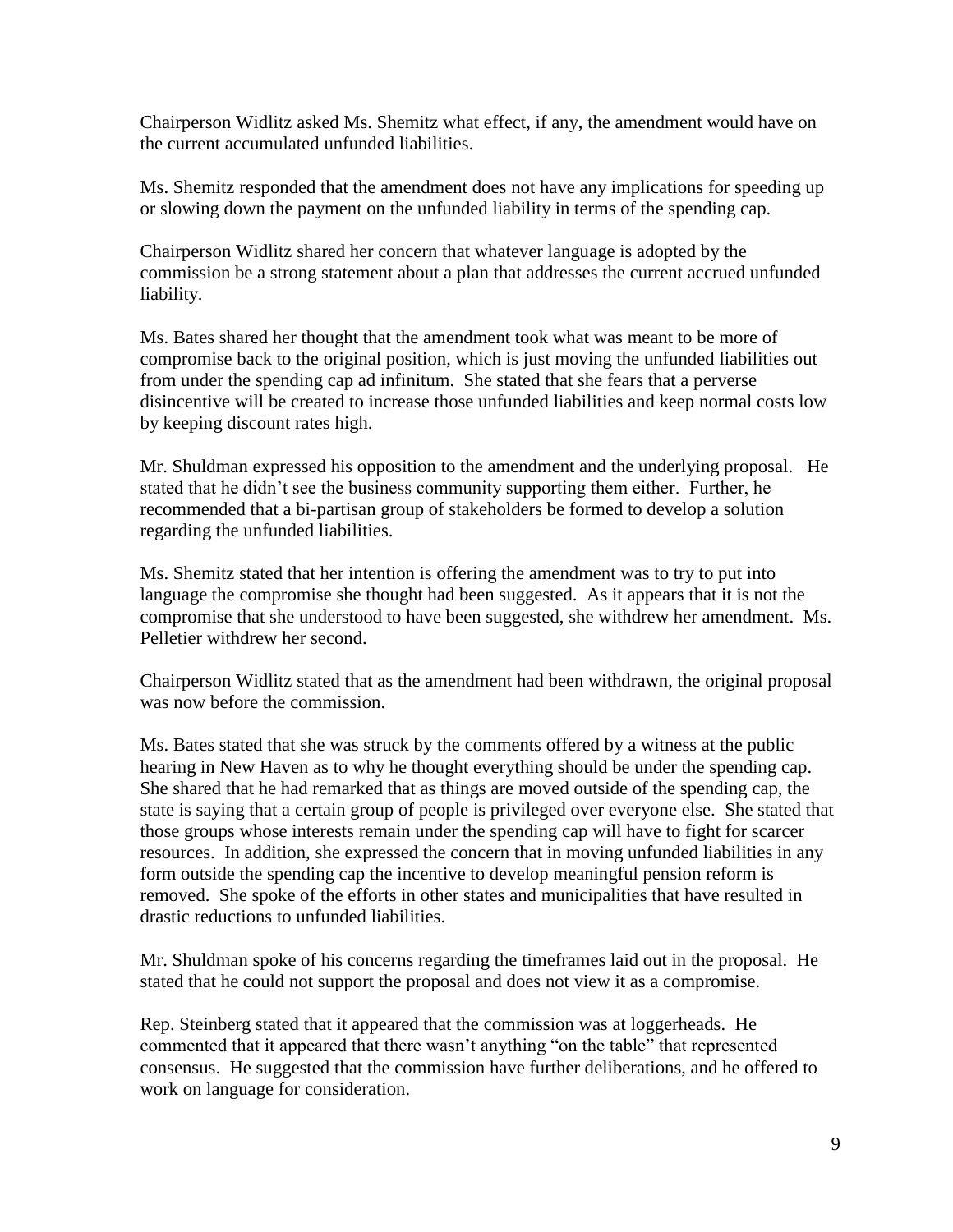Chairperson Widlitz asked Ms. Shemitz what effect, if any, the amendment would have on the current accumulated unfunded liabilities.

Ms. Shemitz responded that the amendment does not have any implications for speeding up or slowing down the payment on the unfunded liability in terms of the spending cap.

Chairperson Widlitz shared her concern that whatever language is adopted by the commission be a strong statement about a plan that addresses the current accrued unfunded liability.

Ms. Bates shared her thought that the amendment took what was meant to be more of compromise back to the original position, which is just moving the unfunded liabilities out from under the spending cap ad infinitum. She stated that she fears that a perverse disincentive will be created to increase those unfunded liabilities and keep normal costs low by keeping discount rates high.

Mr. Shuldman expressed his opposition to the amendment and the underlying proposal. He stated that he didn't see the business community supporting them either. Further, he recommended that a bi-partisan group of stakeholders be formed to develop a solution regarding the unfunded liabilities.

Ms. Shemitz stated that her intention is offering the amendment was to try to put into language the compromise she thought had been suggested. As it appears that it is not the compromise that she understood to have been suggested, she withdrew her amendment. Ms. Pelletier withdrew her second.

Chairperson Widlitz stated that as the amendment had been withdrawn, the original proposal was now before the commission.

Ms. Bates stated that she was struck by the comments offered by a witness at the public hearing in New Haven as to why he thought everything should be under the spending cap. She shared that he had remarked that as things are moved outside of the spending cap, the state is saying that a certain group of people is privileged over everyone else. She stated that those groups whose interests remain under the spending cap will have to fight for scarcer resources. In addition, she expressed the concern that in moving unfunded liabilities in any form outside the spending cap the incentive to develop meaningful pension reform is removed. She spoke of the efforts in other states and municipalities that have resulted in drastic reductions to unfunded liabilities.

Mr. Shuldman spoke of his concerns regarding the timeframes laid out in the proposal. He stated that he could not support the proposal and does not view it as a compromise.

Rep. Steinberg stated that it appeared that the commission was at loggerheads. He commented that it appeared that there wasn't anything "on the table" that represented consensus. He suggested that the commission have further deliberations, and he offered to work on language for consideration.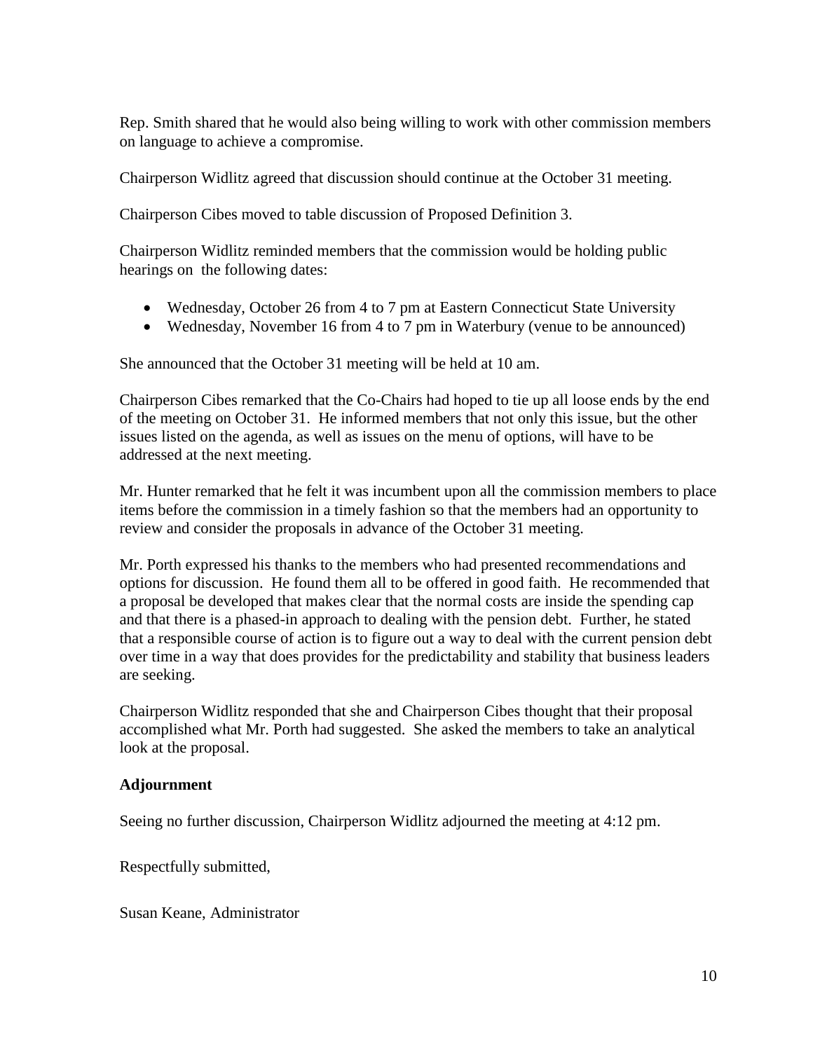Rep. Smith shared that he would also being willing to work with other commission members on language to achieve a compromise.

Chairperson Widlitz agreed that discussion should continue at the October 31 meeting.

Chairperson Cibes moved to table discussion of Proposed Definition 3.

Chairperson Widlitz reminded members that the commission would be holding public hearings on the following dates:

- Wednesday, October 26 from 4 to 7 pm at Eastern Connecticut State University
- Wednesday, November 16 from 4 to 7 pm in Waterbury (venue to be announced)

She announced that the October 31 meeting will be held at 10 am.

Chairperson Cibes remarked that the Co-Chairs had hoped to tie up all loose ends by the end of the meeting on October 31. He informed members that not only this issue, but the other issues listed on the agenda, as well as issues on the menu of options, will have to be addressed at the next meeting.

Mr. Hunter remarked that he felt it was incumbent upon all the commission members to place items before the commission in a timely fashion so that the members had an opportunity to review and consider the proposals in advance of the October 31 meeting.

Mr. Porth expressed his thanks to the members who had presented recommendations and options for discussion. He found them all to be offered in good faith. He recommended that a proposal be developed that makes clear that the normal costs are inside the spending cap and that there is a phased-in approach to dealing with the pension debt. Further, he stated that a responsible course of action is to figure out a way to deal with the current pension debt over time in a way that does provides for the predictability and stability that business leaders are seeking.

Chairperson Widlitz responded that she and Chairperson Cibes thought that their proposal accomplished what Mr. Porth had suggested. She asked the members to take an analytical look at the proposal.

**Adjournment**

Seeing no further discussion, Chairperson Widlitz adjourned the meeting at 4:12 pm.

Respectfully submitted,

Susan Keane, Administrator